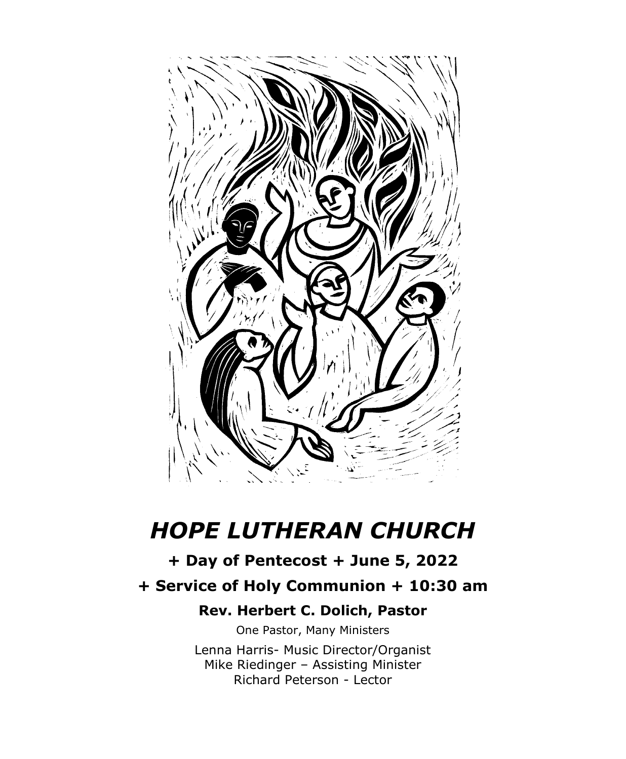# *HOPE LUTHERAN CHURCH*

**+ Day of Pentecost + June 5, 2022**

**+ Service of Holy Communion + 10:30 am**

**Rev. Herbert C. Dolich, Pastor**

One Pastor, Many Ministers

Lenna Harris- Music Director/Organist
Mike Riedinger – Assisting Minister
Richard Peterson - Lector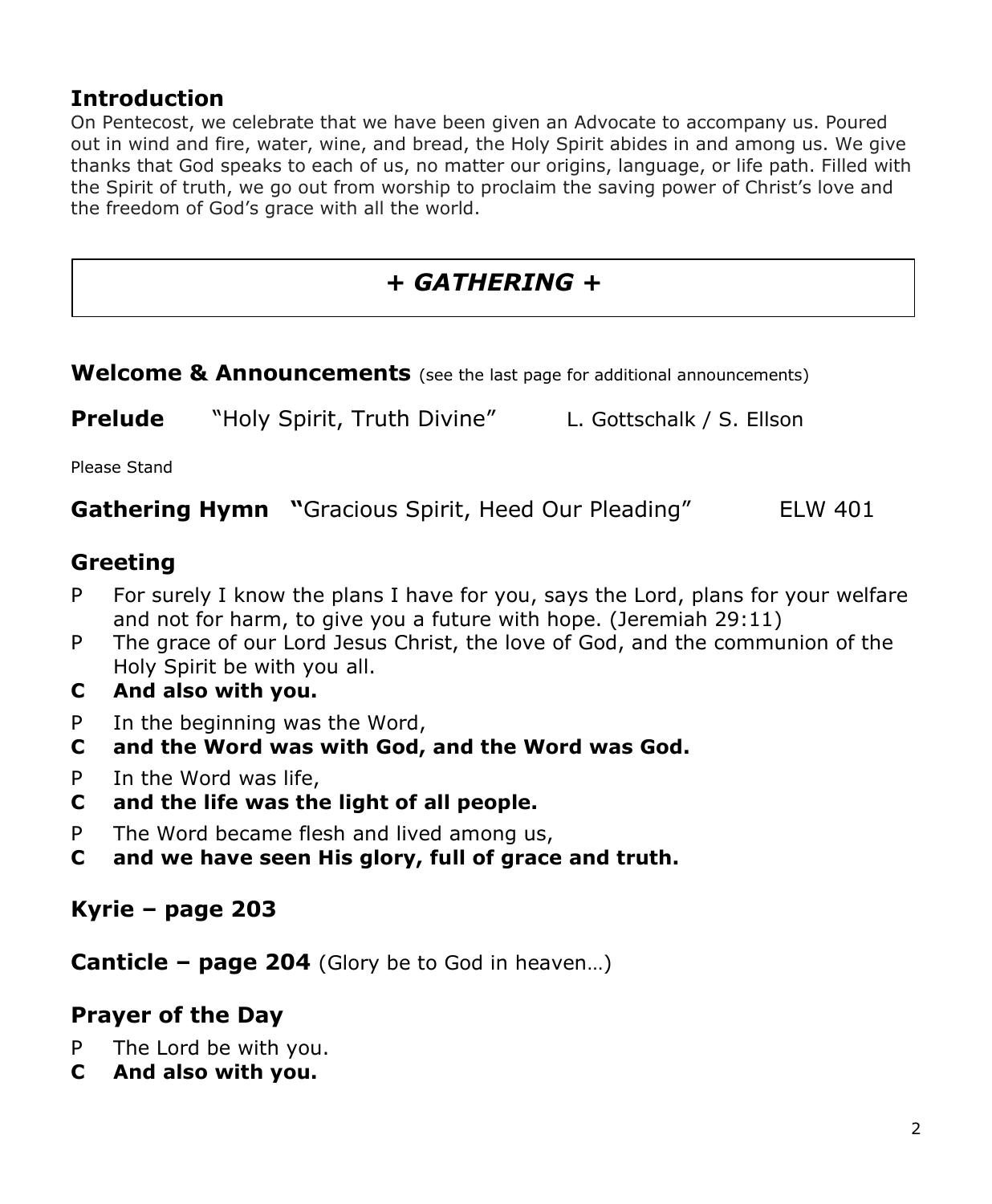## Introduction

On Pentecost, we celebrate that we have been given an Advocate to accompany us. Poured out in wind and fire, water, wine, and bread, the Holy Spirit abides in and among us. We give thanks that God speaks to each of us, no matter our origins, language, or life path. Filled with the Spirit of truth, we go out from worship to proclaim the saving power of Christ's love and the freedom of God's grace with all the world.

# + *GATHERING* +

**Welcome & Announcements** (see the last page for additional announcements)

**Prelude** "Holy Spirit, Truth Divine" L. Gottschalk / S. Ellson

Please Stand

**Gathering Hymn** **"**Gracious Spirit, Heed Our Pleading" ELW 401

## Greeting

P For surely I know the plans I have for you, says the Lord, plans for your welfare and not for harm, to give you a future with hope. (Jeremiah 29:11)

P The grace of our Lord Jesus Christ, the love of God, and the communion of the Holy Spirit be with you all.

**C And also with you.**

P In the beginning was the Word,

**C and the Word was with God, and the Word was God.**

P In the Word was life,

**C and the life was the light of all people.**

P The Word became flesh and lived among us,

**C and we have seen His glory, full of grace and truth.**

## Kyrie – page 203

**Canticle – page 204** (Glory be to God in heaven…)

## Prayer of the Day

P The Lord be with you.

**C And also with you.**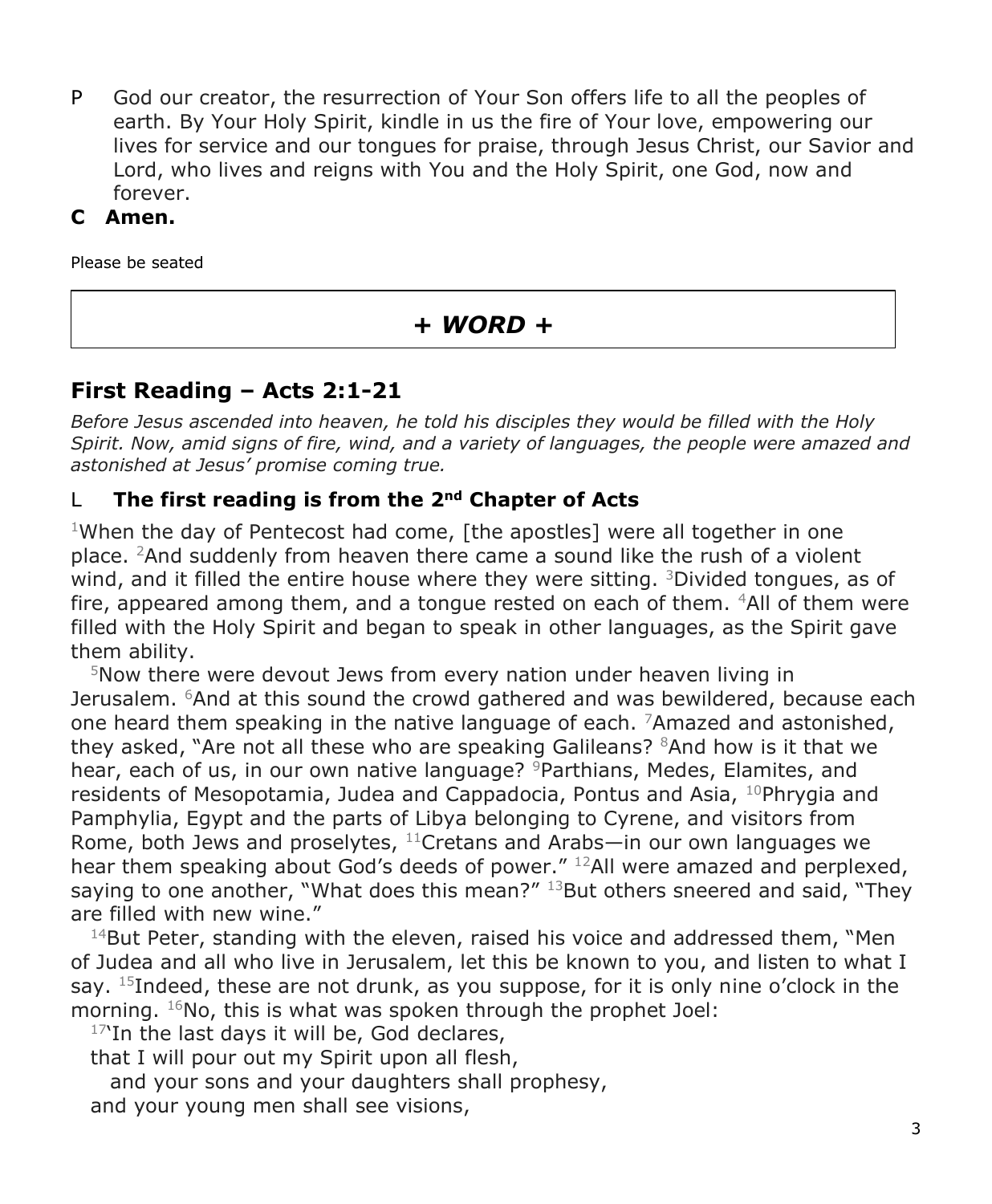P God our creator, the resurrection of Your Son offers life to all the peoples of earth. By Your Holy Spirit, kindle in us the fire of Your love, empowering our lives for service and our tongues for praise, through Jesus Christ, our Savior and Lord, who lives and reigns with You and the Holy Spirit, one God, now and forever.

**C Amen.**

Please be seated

## *+ WORD +*

## First Reading – Acts 2:1-21

*Before Jesus ascended into heaven, he told his disciples they would be filled with the Holy Spirit. Now, amid signs of fire, wind, and a variety of languages, the people were amazed and astonished at Jesus' promise coming true.*

L **The first reading is from the 2nd Chapter of Acts**

1When the day of Pentecost had come, [the apostles] were all together in one place. 2And suddenly from heaven there came a sound like the rush of a violent wind, and it filled the entire house where they were sitting. 3Divided tongues, as of fire, appeared among them, and a tongue rested on each of them. 4All of them were filled with the Holy Spirit and began to speak in other languages, as the Spirit gave them ability.

5Now there were devout Jews from every nation under heaven living in Jerusalem. 6And at this sound the crowd gathered and was bewildered, because each one heard them speaking in the native language of each. 7Amazed and astonished, they asked, "Are not all these who are speaking Galileans? 8And how is it that we hear, each of us, in our own native language? 9Parthians, Medes, Elamites, and residents of Mesopotamia, Judea and Cappadocia, Pontus and Asia, 10Phrygia and Pamphylia, Egypt and the parts of Libya belonging to Cyrene, and visitors from Rome, both Jews and proselytes, 11Cretans and Arabs—in our own languages we hear them speaking about God's deeds of power." 12All were amazed and perplexed, saying to one another, "What does this mean?" 13But others sneered and said, "They are filled with new wine."

14But Peter, standing with the eleven, raised his voice and addressed them, "Men of Judea and all who live in Jerusalem, let this be known to you, and listen to what I say. 15Indeed, these are not drunk, as you suppose, for it is only nine o'clock in the morning. 16No, this is what was spoken through the prophet Joel:

17'In the last days it will be, God declares,
that I will pour out my Spirit upon all flesh,
and your sons and your daughters shall prophesy,
and your young men shall see visions,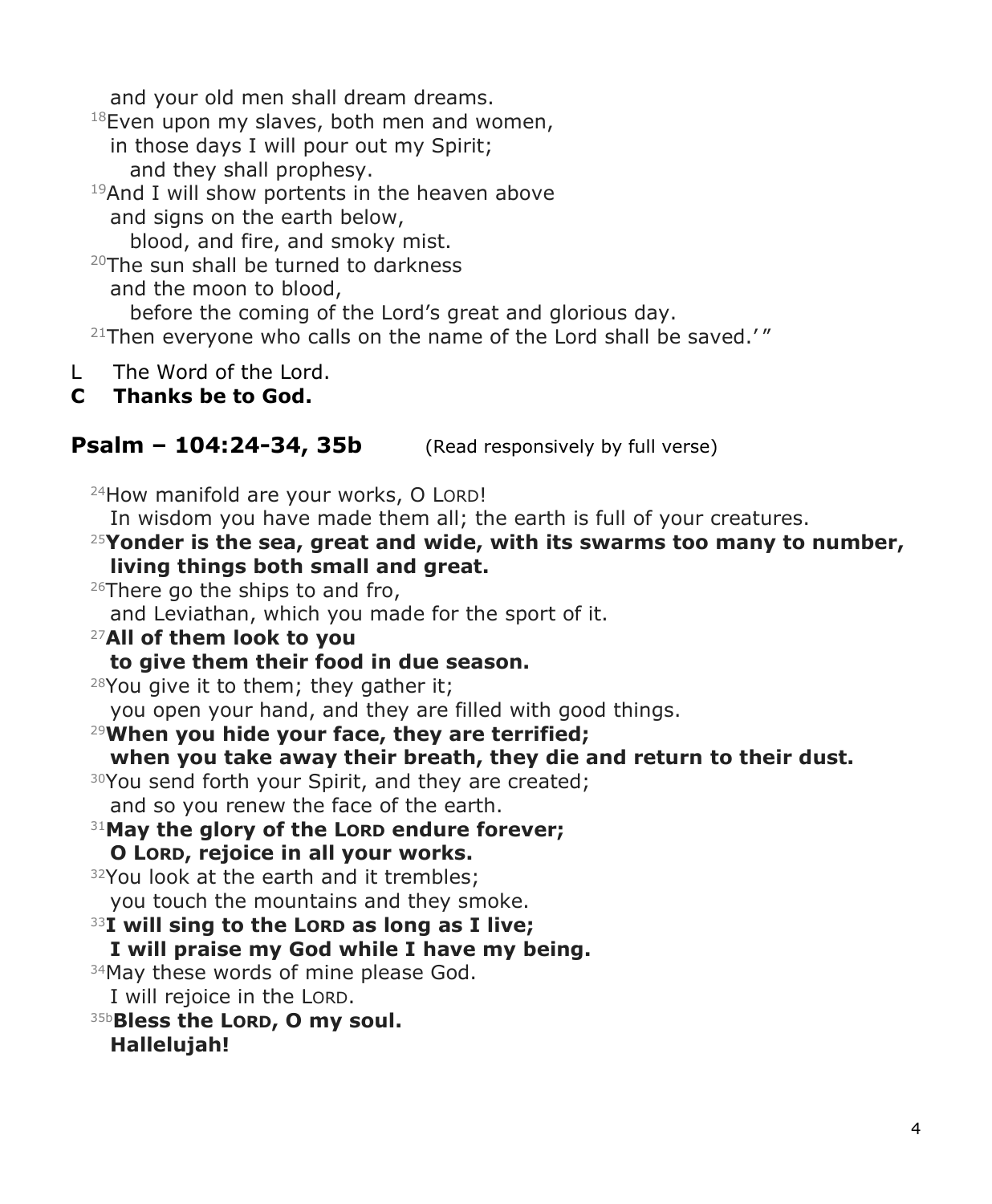and your old men shall dream dreams.
[18]Even upon my slaves, both men and women,
in those days I will pour out my Spirit;
and they shall prophesy.
[19]And I will show portents in the heaven above
and signs on the earth below,
blood, and fire, and smoky mist.
[20]The sun shall be turned to darkness
and the moon to blood,
before the coming of the Lord's great and glorious day.
[21]Then everyone who calls on the name of the Lord shall be saved.' "

L The Word of the Lord.
**C Thanks be to God.**

## Psalm – 104:24-34, 35b (Read responsively by full verse)

[24]How manifold are your works, O LORD!
In wisdom you have made them all; the earth is full of your creatures.
[25]**Yonder is the sea, great and wide, with its swarms too many to number, living things both small and great.**
[26]There go the ships to and fro,
and Leviathan, which you made for the sport of it.
[27]**All of them look to you**
**to give them their food in due season.**
[28]You give it to them; they gather it;
you open your hand, and they are filled with good things.
[29]**When you hide your face, they are terrified;**
**when you take away their breath, they die and return to their dust.**
[30]You send forth your Spirit, and they are created;
and so you renew the face of the earth.
[31]**May the glory of the LORD endure forever;**
**O LORD, rejoice in all your works.**
[32]You look at the earth and it trembles;
you touch the mountains and they smoke.
[33]**I will sing to the LORD as long as I live;**
**I will praise my God while I have my being.**
[34]May these words of mine please God.
I will rejoice in the LORD.
[35b]**Bless the LORD, O my soul.**
**Hallelujah!**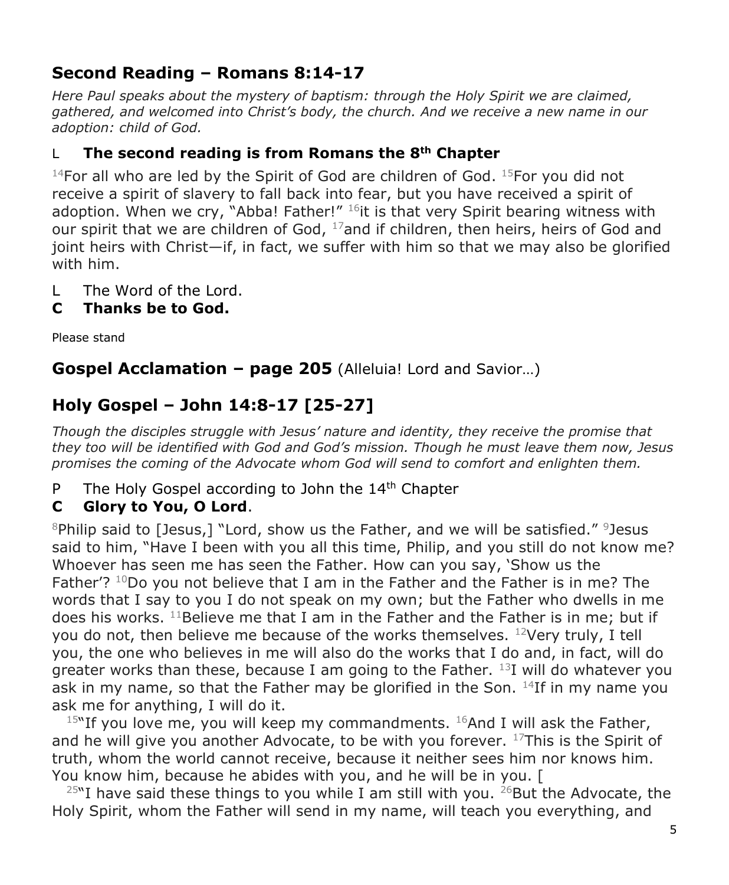## Second Reading – Romans 8:14-17

*Here Paul speaks about the mystery of baptism: through the Holy Spirit we are claimed, gathered, and welcomed into Christ's body, the church. And we receive a new name in our adoption: child of God.*

L **The second reading is from Romans the 8th Chapter**

[14]For all who are led by the Spirit of God are children of God. [15]For you did not receive a spirit of slavery to fall back into fear, but you have received a spirit of adoption. When we cry, "Abba! Father!" [16]it is that very Spirit bearing witness with our spirit that we are children of God, [17]and if children, then heirs, heirs of God and joint heirs with Christ—if, in fact, we suffer with him so that we may also be glorified with him.

L The Word of the Lord.

**C Thanks be to God.**

Please stand

## Gospel Acclamation – page 205 (Alleluia! Lord and Savior…)

## Holy Gospel – John 14:8-17 [25-27]

*Though the disciples struggle with Jesus' nature and identity, they receive the promise that they too will be identified with God and God's mission. Though he must leave them now, Jesus promises the coming of the Advocate whom God will send to comfort and enlighten them.*

P The Holy Gospel according to John the 14th Chapter

**C Glory to You, O Lord**.

[8]Philip said to [Jesus,] "Lord, show us the Father, and we will be satisfied." [9]Jesus said to him, "Have I been with you all this time, Philip, and you still do not know me? Whoever has seen me has seen the Father. How can you say, 'Show us the Father'? [10]Do you not believe that I am in the Father and the Father is in me? The words that I say to you I do not speak on my own; but the Father who dwells in me does his works. [11]Believe me that I am in the Father and the Father is in me; but if you do not, then believe me because of the works themselves. [12]Very truly, I tell you, the one who believes in me will also do the works that I do and, in fact, will do greater works than these, because I am going to the Father. [13]I will do whatever you ask in my name, so that the Father may be glorified in the Son. [14]If in my name you ask me for anything, I will do it.

[15]"If you love me, you will keep my commandments. [16]And I will ask the Father, and he will give you another Advocate, to be with you forever. [17]This is the Spirit of truth, whom the world cannot receive, because it neither sees him nor knows him. You know him, because he abides with you, and he will be in you. [

[25]"I have said these things to you while I am still with you. [26]But the Advocate, the Holy Spirit, whom the Father will send in my name, will teach you everything, and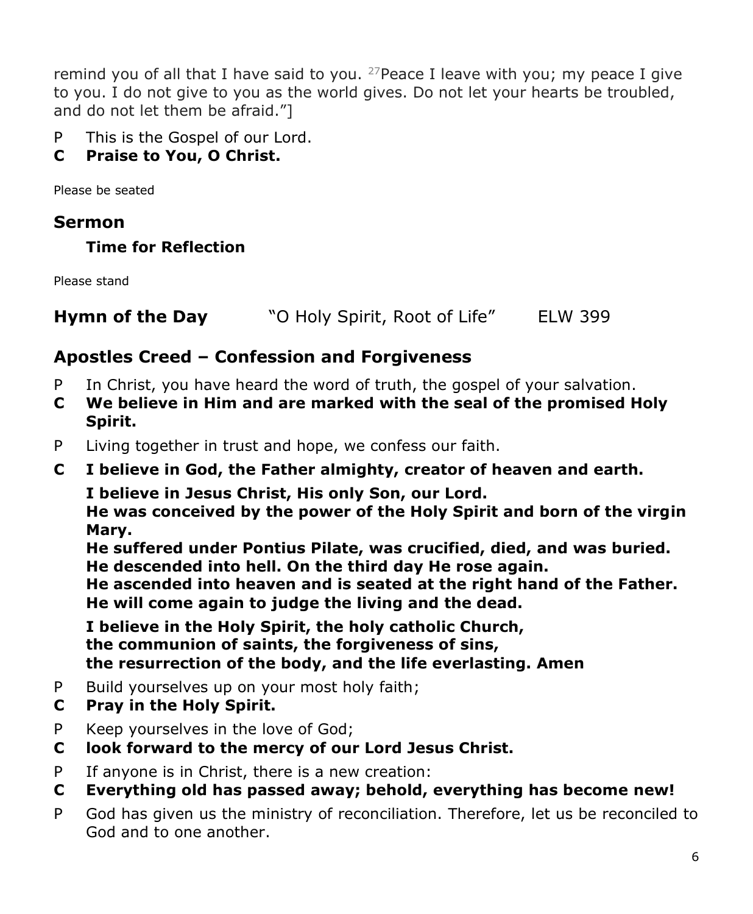remind you of all that I have said to you. [27]Peace I leave with you; my peace I give to you. I do not give to you as the world gives. Do not let your hearts be troubled, and do not let them be afraid."]

P This is the Gospel of our Lord.

**C Praise to You, O Christ.**

Please be seated

## Sermon

### Time for Reflection

Please stand

**Hymn of the Day** "O Holy Spirit, Root of Life" ELW 399

## Apostles Creed – Confession and Forgiveness

P In Christ, you have heard the word of truth, the gospel of your salvation.

**C We believe in Him and are marked with the seal of the promised Holy Spirit.**

P Living together in trust and hope, we confess our faith.

**C I believe in God, the Father almighty, creator of heaven and earth.**

**I believe in Jesus Christ, His only Son, our Lord.**
**He was conceived by the power of the Holy Spirit and born of the virgin Mary.**
**He suffered under Pontius Pilate, was crucified, died, and was buried.**
**He descended into hell. On the third day He rose again.**
**He ascended into heaven and is seated at the right hand of the Father.**
**He will come again to judge the living and the dead.**

**I believe in the Holy Spirit, the holy catholic Church,**
**the communion of saints, the forgiveness of sins,**
**the resurrection of the body, and the life everlasting. Amen**

P Build yourselves up on your most holy faith;

**C Pray in the Holy Spirit.**

P Keep yourselves in the love of God;

**C look forward to the mercy of our Lord Jesus Christ.**

P If anyone is in Christ, there is a new creation:

**C Everything old has passed away; behold, everything has become new!**

P God has given us the ministry of reconciliation. Therefore, let us be reconciled to God and to one another.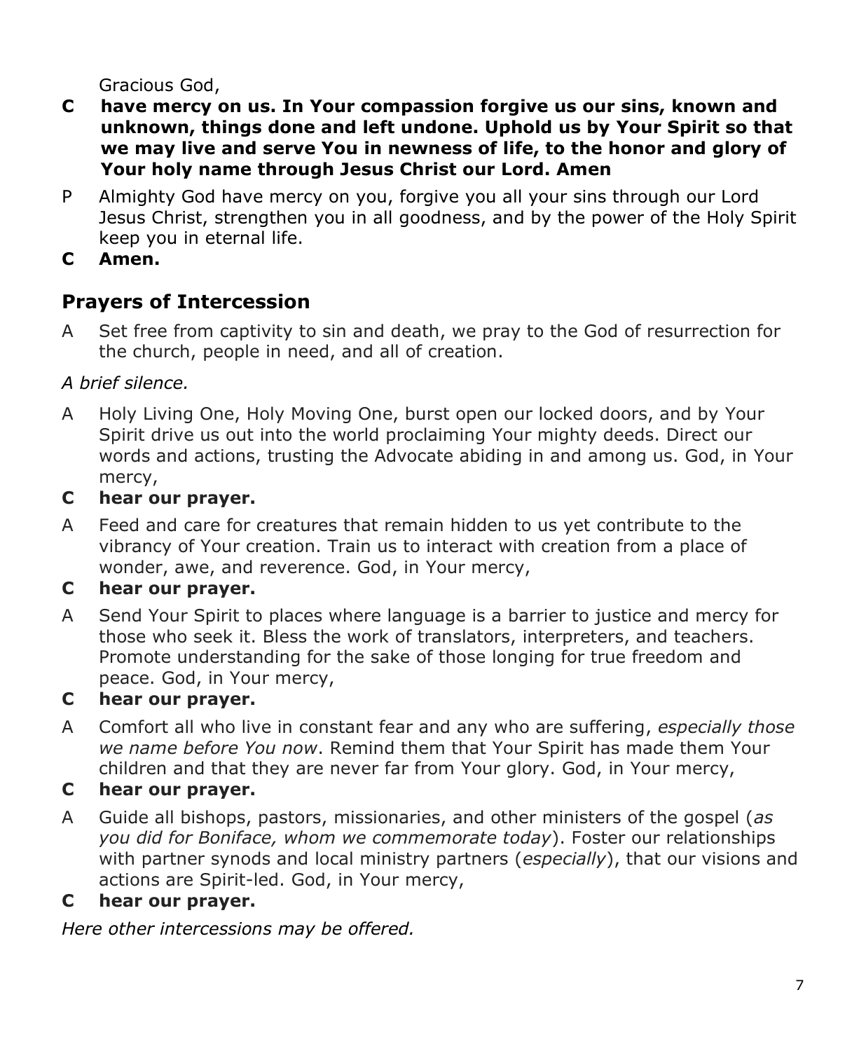Gracious God,

**C have mercy on us. In Your compassion forgive us our sins, known and unknown, things done and left undone. Uphold us by Your Spirit so that we may live and serve You in newness of life, to the honor and glory of Your holy name through Jesus Christ our Lord. Amen**

P Almighty God have mercy on you, forgive you all your sins through our Lord Jesus Christ, strengthen you in all goodness, and by the power of the Holy Spirit keep you in eternal life.

**C Amen.**

## Prayers of Intercession

A Set free from captivity to sin and death, we pray to the God of resurrection for the church, people in need, and all of creation.

*A brief silence.*

A Holy Living One, Holy Moving One, burst open our locked doors, and by Your Spirit drive us out into the world proclaiming Your mighty deeds. Direct our words and actions, trusting the Advocate abiding in and among us. God, in Your mercy,

**C hear our prayer.**

A Feed and care for creatures that remain hidden to us yet contribute to the vibrancy of Your creation. Train us to interact with creation from a place of wonder, awe, and reverence. God, in Your mercy,

**C hear our prayer.**

A Send Your Spirit to places where language is a barrier to justice and mercy for those who seek it. Bless the work of translators, interpreters, and teachers. Promote understanding for the sake of those longing for true freedom and peace. God, in Your mercy,

**C hear our prayer.**

A Comfort all who live in constant fear and any who are suffering, *especially those we name before You now*. Remind them that Your Spirit has made them Your children and that they are never far from Your glory. God, in Your mercy,

**C hear our prayer.**

A Guide all bishops, pastors, missionaries, and other ministers of the gospel (*as you did for Boniface, whom we commemorate today*). Foster our relationships with partner synods and local ministry partners (*especially*), that our visions and actions are Spirit-led. God, in Your mercy,

**C hear our prayer.**

*Here other intercessions may be offered.*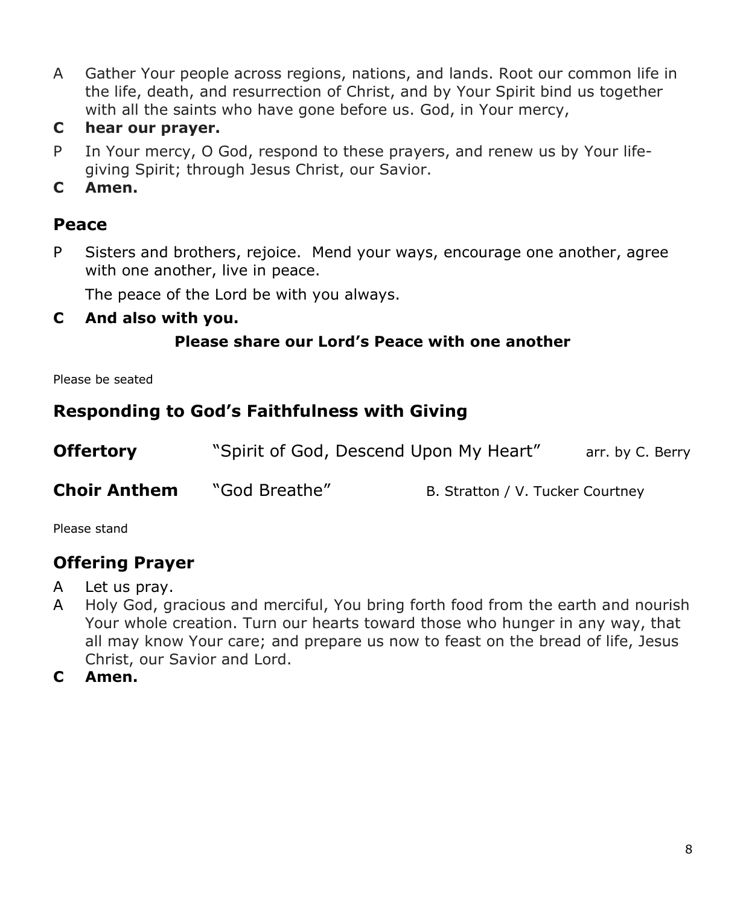A Gather Your people across regions, nations, and lands. Root our common life in the life, death, and resurrection of Christ, and by Your Spirit bind us together with all the saints who have gone before us. God, in Your mercy,

**C hear our prayer.**

P In Your mercy, O God, respond to these prayers, and renew us by Your life-giving Spirit; through Jesus Christ, our Savior.

**C Amen.**

## Peace

P Sisters and brothers, rejoice. Mend your ways, encourage one another, agree with one another, live in peace.

The peace of the Lord be with you always.

**C And also with you.**

**Please share our Lord's Peace with one another**

Please be seated

## Responding to God's Faithfulness with Giving

**Offertory** "Spirit of God, Descend Upon My Heart" arr. by C. Berry

**Choir Anthem** "God Breathe" B. Stratton / V. Tucker Courtney

Please stand

## Offering Prayer

A Let us pray.

A Holy God, gracious and merciful, You bring forth food from the earth and nourish Your whole creation. Turn our hearts toward those who hunger in any way, that all may know Your care; and prepare us now to feast on the bread of life, Jesus Christ, our Savior and Lord.

**C Amen.**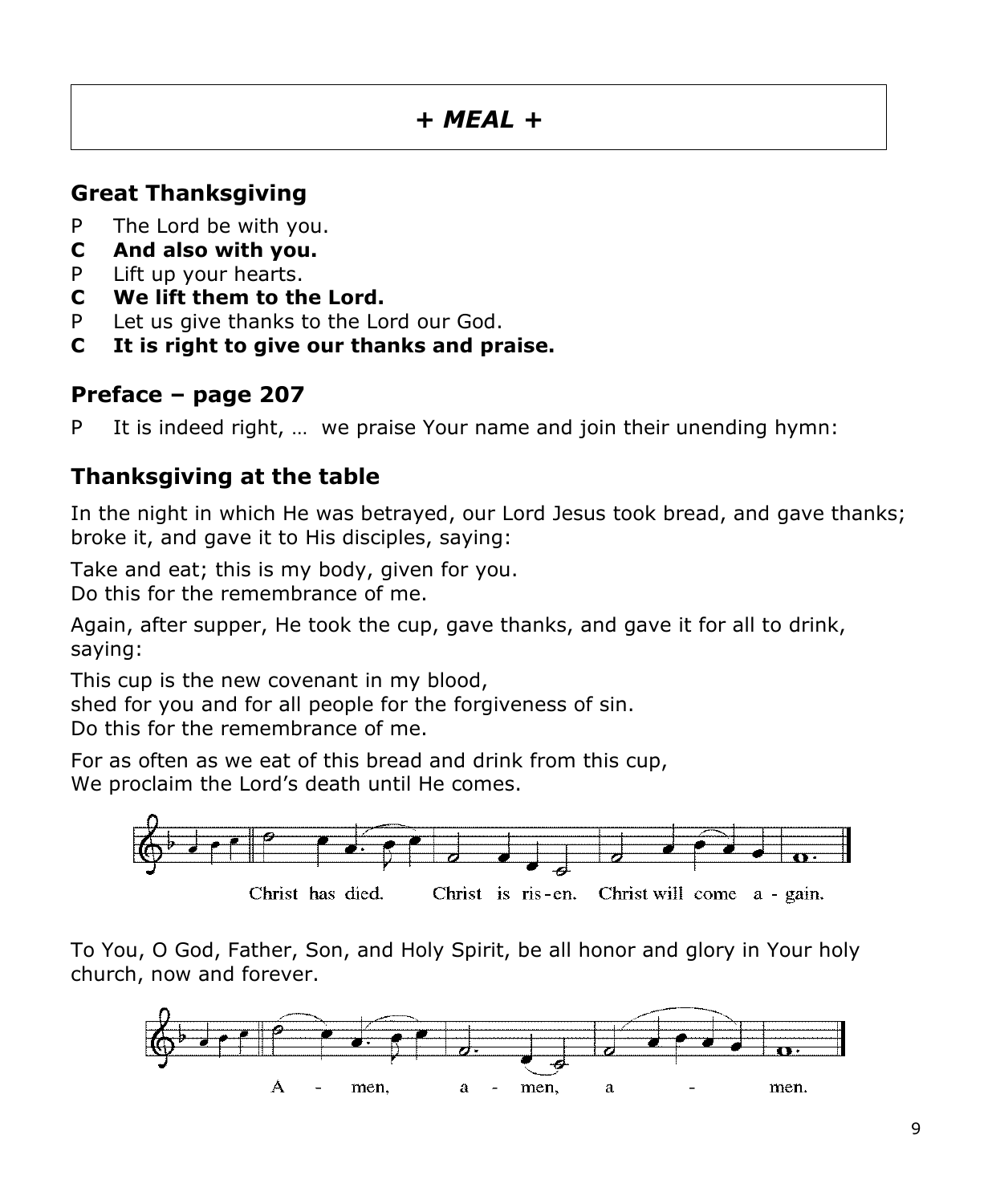# + MEAL +

## Great Thanksgiving

P The Lord be with you.

**C And also with you.**

P Lift up your hearts.

**C We lift them to the Lord.**

P Let us give thanks to the Lord our God.

**C It is right to give our thanks and praise.**

## Preface – page 207

P It is indeed right, … we praise Your name and join their unending hymn:

## Thanksgiving at the table

In the night in which He was betrayed, our Lord Jesus took bread, and gave thanks; broke it, and gave it to His disciples, saying:

Take and eat; this is my body, given for you.
Do this for the remembrance of me.

Again, after supper, He took the cup, gave thanks, and gave it for all to drink, saying:

This cup is the new covenant in my blood,
shed for you and for all people for the forgiveness of sin.
Do this for the remembrance of me.

For as often as we eat of this bread and drink from this cup,
We proclaim the Lord's death until He comes.

Christ has died. Christ is ris-en. Christ will come a - gain.

To You, O God, Father, Son, and Holy Spirit, be all honor and glory in Your holy church, now and forever.

A - men, a - men, a - men.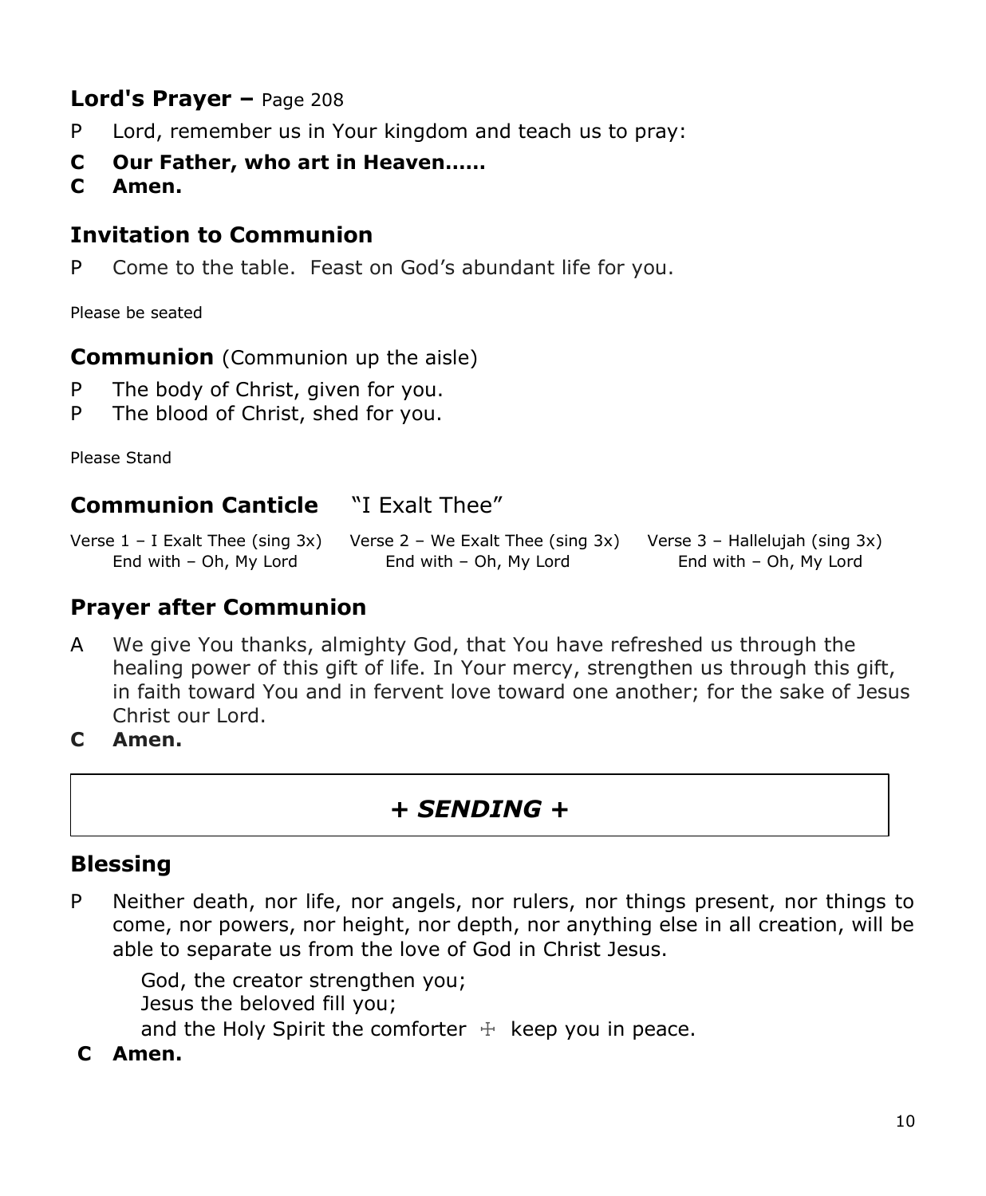## Lord's Prayer – Page 208

P Lord, remember us in Your kingdom and teach us to pray:

**C Our Father, who art in Heaven……**

**C Amen.**

## Invitation to Communion

P Come to the table. Feast on God's abundant life for you.

Please be seated

## Communion (Communion up the aisle)

P The body of Christ, given for you.

P The blood of Christ, shed for you.

Please Stand

## Communion Canticle "I Exalt Thee"

Verse 1 – I Exalt Thee (sing 3x)
End with – Oh, My Lord

Verse 2 – We Exalt Thee (sing 3x)
End with – Oh, My Lord

Verse 3 – Hallelujah (sing 3x)
End with – Oh, My Lord

## Prayer after Communion

A We give You thanks, almighty God, that You have refreshed us through the healing power of this gift of life. In Your mercy, strengthen us through this gift, in faith toward You and in fervent love toward one another; for the sake of Jesus Christ our Lord.

**C Amen.**

# + *SENDING* +

## Blessing

P Neither death, nor life, nor angels, nor rulers, nor things present, nor things to come, nor powers, nor height, nor depth, nor anything else in all creation, will be able to separate us from the love of God in Christ Jesus.

God, the creator strengthen you;
Jesus the beloved fill you;
and the Holy Spirit the comforter ☩ keep you in peace.

**C Amen.**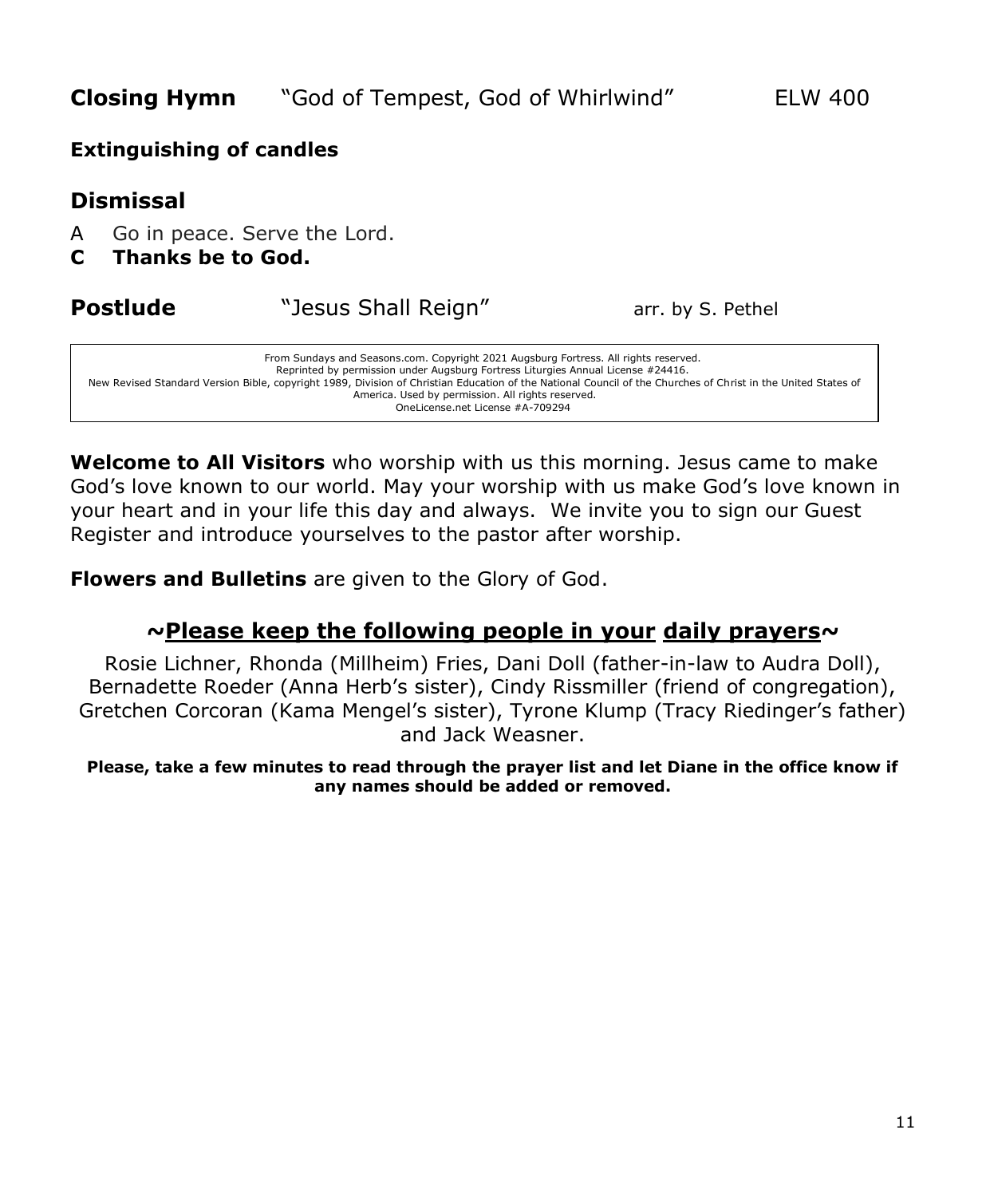**Closing Hymn** "God of Tempest, God of Whirlwind" ELW 400

**Extinguishing of candles**

## Dismissal

A Go in peace. Serve the Lord.

**C Thanks be to God.**

**Postlude** "Jesus Shall Reign" arr. by S. Pethel

From Sundays and Seasons.com. Copyright 2021 Augsburg Fortress. All rights reserved.
Reprinted by permission under Augsburg Fortress Liturgies Annual License #24416.
New Revised Standard Version Bible, copyright 1989, Division of Christian Education of the National Council of the Churches of Christ in the United States of America. Used by permission. All rights reserved.
OneLicense.net License #A-709294

**Welcome to All Visitors** who worship with us this morning. Jesus came to make God's love known to our world. May your worship with us make God's love known in your heart and in your life this day and always. We invite you to sign our Guest Register and introduce yourselves to the pastor after worship.

**Flowers and Bulletins** are given to the Glory of God.

## ~Please keep the following people in your daily prayers~

Rosie Lichner, Rhonda (Millheim) Fries, Dani Doll (father-in-law to Audra Doll), Bernadette Roeder (Anna Herb's sister), Cindy Rissmiller (friend of congregation), Gretchen Corcoran (Kama Mengel's sister), Tyrone Klump (Tracy Riedinger's father) and Jack Weasner.

**Please, take a few minutes to read through the prayer list and let Diane in the office know if any names should be added or removed.**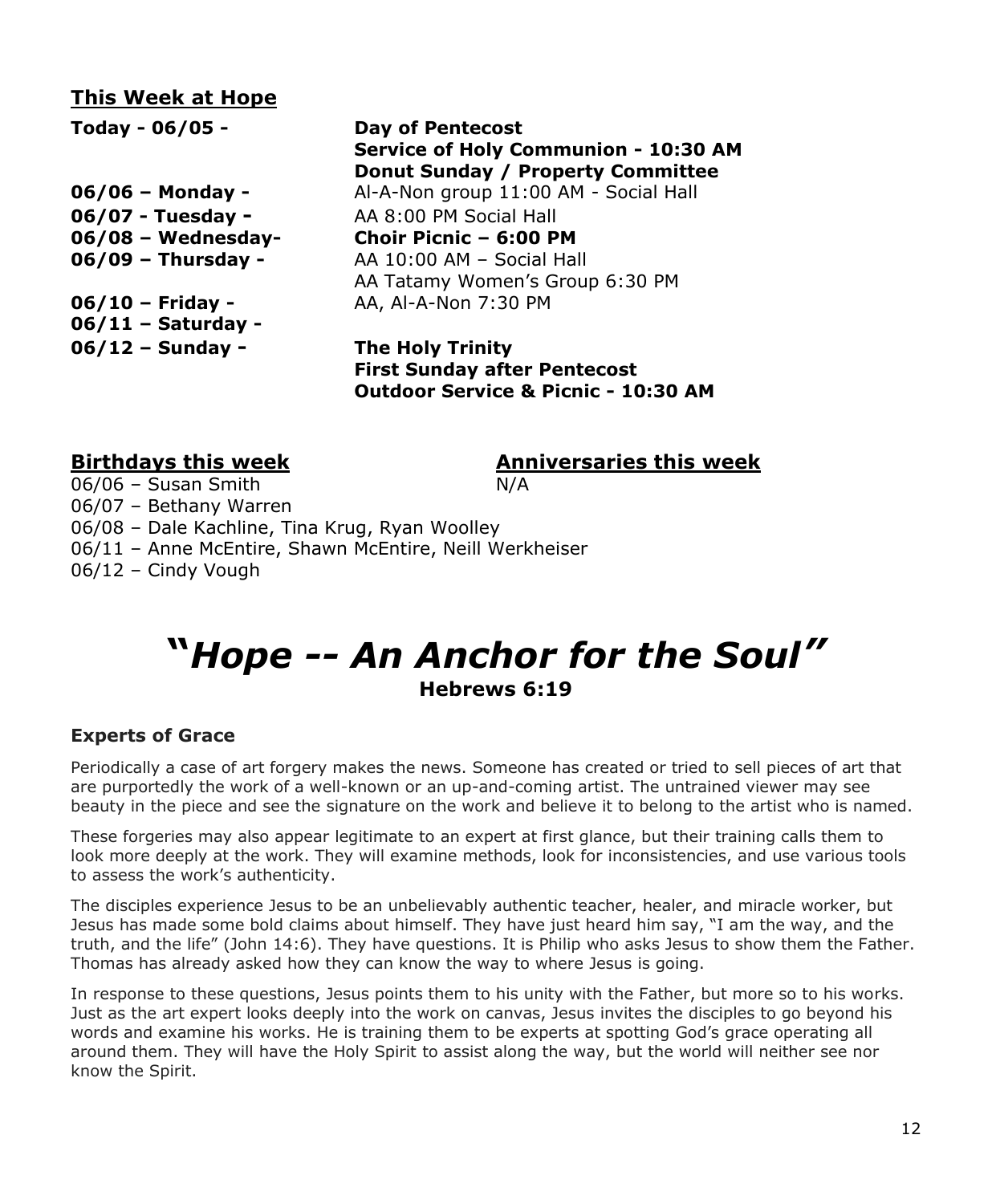## This Week at Hope

| | |
|---|---|
| **Today - 06/05 -** | **Day of Pentecost**<br>**Service of Holy Communion - 10:30 AM**<br>**Donut Sunday / Property Committee** |
| **06/06 – Monday -** | Al-A-Non group 11:00 AM - Social Hall |
| **06/07 - Tuesday -** | AA 8:00 PM Social Hall |
| **06/08 – Wednesday-** | **Choir Picnic – 6:00 PM** |
| **06/09 – Thursday -** | AA 10:00 AM – Social Hall<br>AA Tatamy Women's Group 6:30 PM |
| **06/10 – Friday -** | AA, Al-A-Non 7:30 PM |
| **06/11 – Saturday -** | |
| **06/12 – Sunday -** | **The Holy Trinity**<br>**First Sunday after Pentecost**<br>**Outdoor Service & Picnic - 10:30 AM** |

**Birthdays this week**

06/06 – Susan Smith
06/07 – Bethany Warren
06/08 – Dale Kachline, Tina Krug, Ryan Woolley
06/11 – Anne McEntire, Shawn McEntire, Neill Werkheiser
06/12 – Cindy Vough

**Anniversaries this week**

N/A

# *"Hope -- An Anchor for the Soul"*

**Hebrews 6:19**

### Experts of Grace

Periodically a case of art forgery makes the news. Someone has created or tried to sell pieces of art that are purportedly the work of a well-known or an up-and-coming artist. The untrained viewer may see beauty in the piece and see the signature on the work and believe it to belong to the artist who is named.

These forgeries may also appear legitimate to an expert at first glance, but their training calls them to look more deeply at the work. They will examine methods, look for inconsistencies, and use various tools to assess the work's authenticity.

The disciples experience Jesus to be an unbelievably authentic teacher, healer, and miracle worker, but Jesus has made some bold claims about himself. They have just heard him say, "I am the way, and the truth, and the life" (John 14:6). They have questions. It is Philip who asks Jesus to show them the Father. Thomas has already asked how they can know the way to where Jesus is going.

In response to these questions, Jesus points them to his unity with the Father, but more so to his works. Just as the art expert looks deeply into the work on canvas, Jesus invites the disciples to go beyond his words and examine his works. He is training them to be experts at spotting God's grace operating all around them. They will have the Holy Spirit to assist along the way, but the world will neither see nor know the Spirit.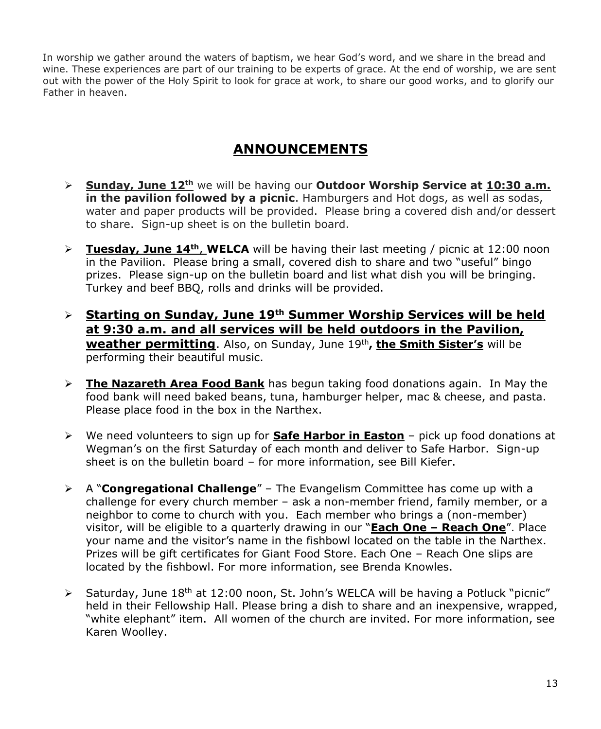In worship we gather around the waters of baptism, we hear God's word, and we share in the bread and wine. These experiences are part of our training to be experts of grace. At the end of worship, we are sent out with the power of the Holy Spirit to look for grace at work, to share our good works, and to glorify our Father in heaven.

## ANNOUNCEMENTS

- **Sunday, June 12th** we will be having our **Outdoor Worship Service at 10:30 a.m. in the pavilion followed by a picnic**. Hamburgers and Hot dogs, as well as sodas, water and paper products will be provided. Please bring a covered dish and/or dessert to share. Sign-up sheet is on the bulletin board.

- **Tuesday, June 14th**, **WELCA** will be having their last meeting / picnic at 12:00 noon in the Pavilion. Please bring a small, covered dish to share and two "useful" bingo prizes. Please sign-up on the bulletin board and list what dish you will be bringing. Turkey and beef BBQ, rolls and drinks will be provided.

- **Starting on Sunday, June 19th Summer Worship Services will be held at 9:30 a.m. and all services will be held outdoors in the Pavilion, weather permitting**. Also, on Sunday, June 19th**, the Smith Sister's** will be performing their beautiful music.

- **The Nazareth Area Food Bank** has begun taking food donations again. In May the food bank will need baked beans, tuna, hamburger helper, mac & cheese, and pasta. Please place food in the box in the Narthex.

- We need volunteers to sign up for **Safe Harbor in Easton** – pick up food donations at Wegman's on the first Saturday of each month and deliver to Safe Harbor. Sign-up sheet is on the bulletin board – for more information, see Bill Kiefer.

- A "**Congregational Challenge**" – The Evangelism Committee has come up with a challenge for every church member – ask a non-member friend, family member, or a neighbor to come to church with you. Each member who brings a (non-member) visitor, will be eligible to a quarterly drawing in our "**Each One – Reach One**". Place your name and the visitor's name in the fishbowl located on the table in the Narthex. Prizes will be gift certificates for Giant Food Store. Each One – Reach One slips are located by the fishbowl. For more information, see Brenda Knowles.

- Saturday, June 18th at 12:00 noon, St. John's WELCA will be having a Potluck "picnic" held in their Fellowship Hall. Please bring a dish to share and an inexpensive, wrapped, "white elephant" item. All women of the church are invited. For more information, see Karen Woolley.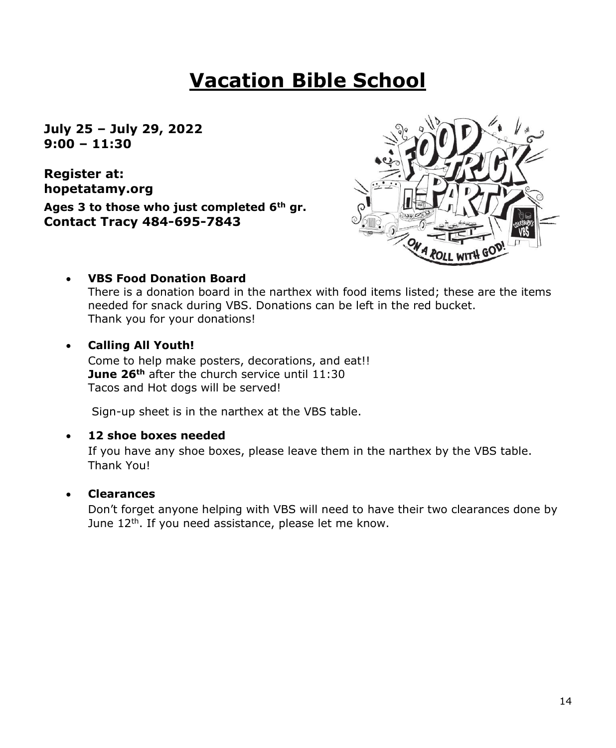# Vacation Bible School

**July 25 – July 29, 2022**
**9:00 – 11:30**

**Register at:**
**hopetatamy.org**

**Ages 3 to those who just completed 6th gr.**
**Contact Tracy 484-695-7843**

- **VBS Food Donation Board**
  There is a donation board in the narthex with food items listed; these are the items needed for snack during VBS. Donations can be left in the red bucket.
  Thank you for your donations!

- **Calling All Youth!**
  Come to help make posters, decorations, and eat!!
  **June 26th** after the church service until 11:30
  Tacos and Hot dogs will be served!

  Sign-up sheet is in the narthex at the VBS table.

- **12 shoe boxes needed**
  If you have any shoe boxes, please leave them in the narthex by the VBS table.
  Thank You!

- **Clearances**
  Don't forget anyone helping with VBS will need to have their two clearances done by June 12th. If you need assistance, please let me know.